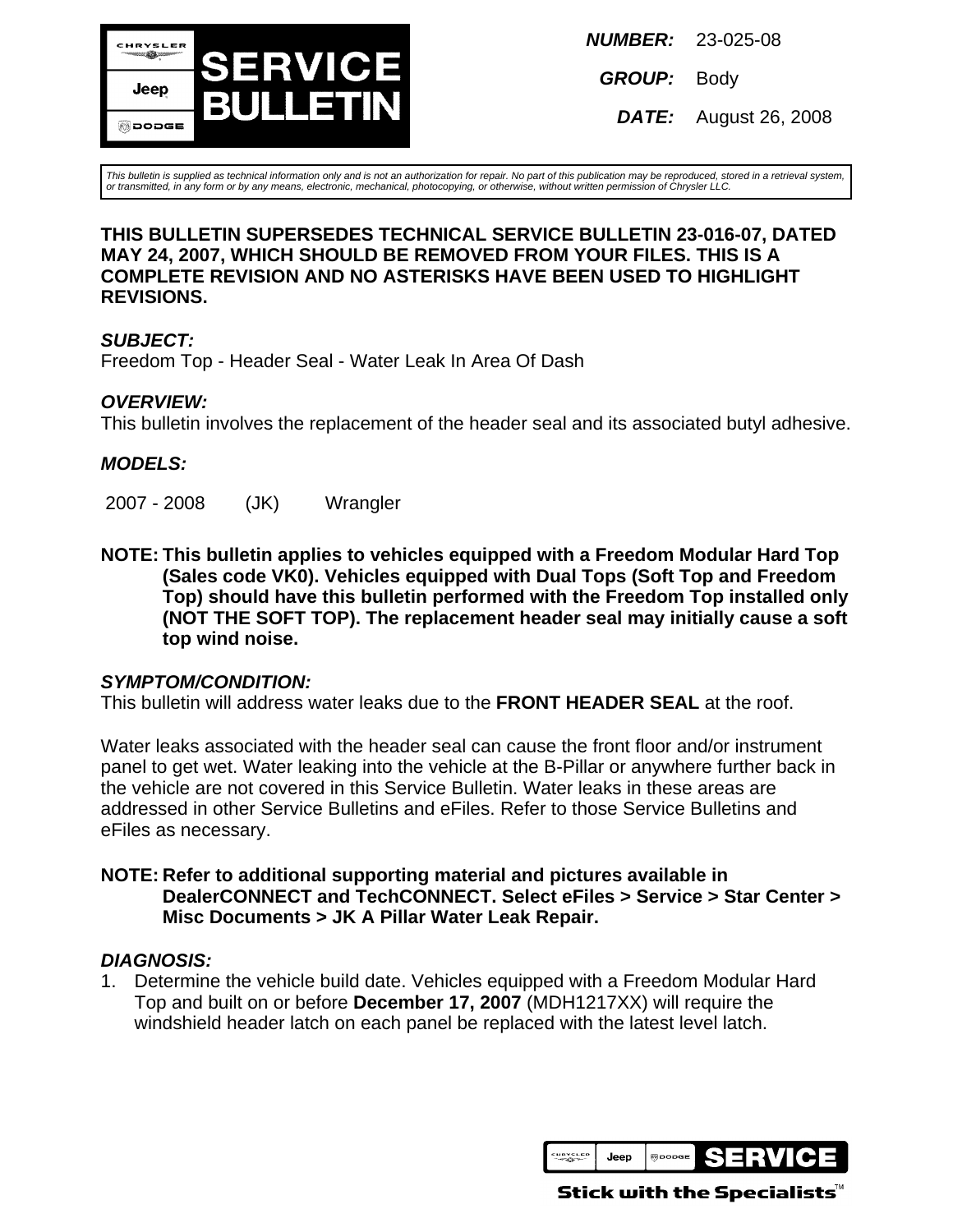# SERVICE BULLETIN

**NUMBER:** 23-025-08

**GROUP:** Body

**DATE:** August 26, 2008

*This bulletin is supplied as technical information only and is not an authorization for repair. No part of this publication may be reproduced, stored in a retrieval system, or transmitted, in any form or by any means, electronic, mechanical, photocopying, or otherwise, without written permission of Chrysler LLC.*

**THIS BULLETIN SUPERSEDES TECHNICAL SERVICE BULLETIN 23-016-07, DATED MAY 24, 2007, WHICH SHOULD BE REMOVED FROM YOUR FILES. THIS IS A COMPLETE REVISION AND NO ASTERISKS HAVE BEEN USED TO HIGHLIGHT REVISIONS.**

### *SUBJECT:*

Freedom Top - Header Seal - Water Leak In Area Of Dash

### *OVERVIEW:*

This bulletin involves the replacement of the header seal and its associated butyl adhesive.

### *MODELS:*

| | | |
|---|---|---|
| 2007 - 2008 | (JK) | Wrangler |

**NOTE: This bulletin applies to vehicles equipped with a Freedom Modular Hard Top (Sales code VK0). Vehicles equipped with Dual Tops (Soft Top and Freedom Top) should have this bulletin performed with the Freedom Top installed only (NOT THE SOFT TOP). The replacement header seal may initially cause a soft top wind noise.**

### *SYMPTOM/CONDITION:*

This bulletin will address water leaks due to the **FRONT HEADER SEAL** at the roof.

Water leaks associated with the header seal can cause the front floor and/or instrument panel to get wet. Water leaking into the vehicle at the B-Pillar or anywhere further back in the vehicle are not covered in this Service Bulletin. Water leaks in these areas are addressed in other Service Bulletins and eFiles. Refer to those Service Bulletins and eFiles as necessary.

**NOTE: Refer to additional supporting material and pictures available in DealerCONNECT and TechCONNECT. Select eFiles > Service > Star Center > Misc Documents > JK A Pillar Water Leak Repair.**

### *DIAGNOSIS:*

1. Determine the vehicle build date. Vehicles equipped with a Freedom Modular Hard Top and built on or before **December 17, 2007** (MDH1217XX) will require the windshield header latch on each panel be replaced with the latest level latch.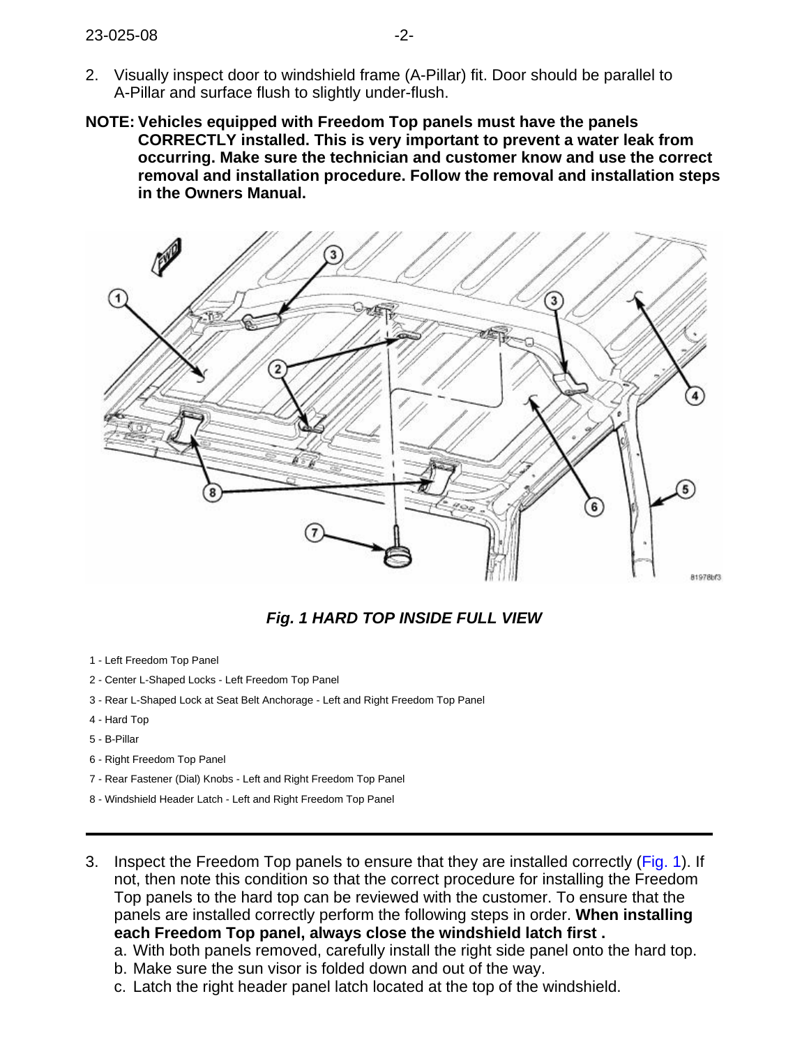2. Visually inspect door to windshield frame (A-Pillar) fit. Door should be parallel to A-Pillar and surface flush to slightly under-flush.

**NOTE: Vehicles equipped with Freedom Top panels must have the panels CORRECTLY installed. This is very important to prevent a water leak from occurring. Make sure the technician and customer know and use the correct removal and installation procedure. Follow the removal and installation steps in the Owners Manual.**

***Fig. 1 HARD TOP INSIDE FULL VIEW***

1 - Left Freedom Top Panel

2 - Center L-Shaped Locks - Left Freedom Top Panel

3 - Rear L-Shaped Lock at Seat Belt Anchorage - Left and Right Freedom Top Panel

4 - Hard Top

5 - B-Pillar

6 - Right Freedom Top Panel

7 - Rear Fastener (Dial) Knobs - Left and Right Freedom Top Panel

8 - Windshield Header Latch - Left and Right Freedom Top Panel

---

3. Inspect the Freedom Top panels to ensure that they are installed correctly (Fig. 1). If not, then note this condition so that the correct procedure for installing the Freedom Top panels to the hard top can be reviewed with the customer. To ensure that the panels are installed correctly perform the following steps in order. **When installing each Freedom Top panel, always close the windshield latch first .**
   a. With both panels removed, carefully install the right side panel onto the hard top.
   b. Make sure the sun visor is folded down and out of the way.
   c. Latch the right header panel latch located at the top of the windshield.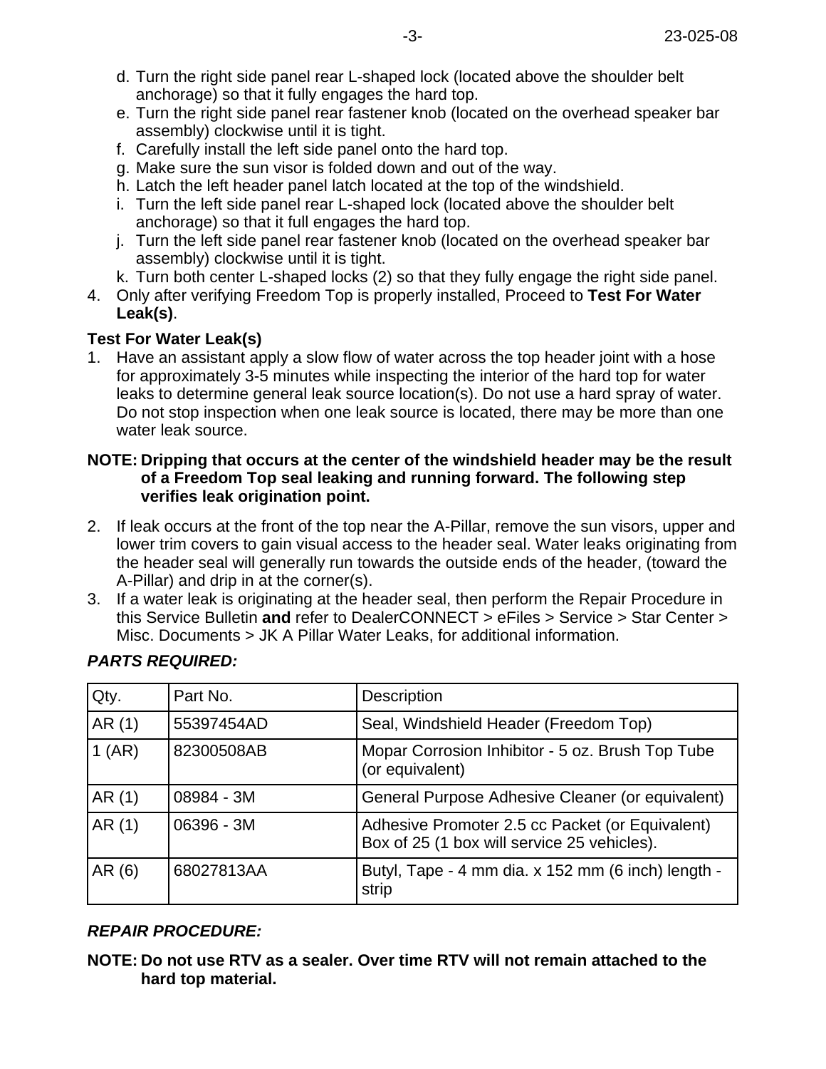d. Turn the right side panel rear L-shaped lock (located above the shoulder belt anchorage) so that it fully engages the hard top.
e. Turn the right side panel rear fastener knob (located on the overhead speaker bar assembly) clockwise until it is tight.
f. Carefully install the left side panel onto the hard top.
g. Make sure the sun visor is folded down and out of the way.
h. Latch the left header panel latch located at the top of the windshield.
i. Turn the left side panel rear L-shaped lock (located above the shoulder belt anchorage) so that it full engages the hard top.
j. Turn the left side panel rear fastener knob (located on the overhead speaker bar assembly) clockwise until it is tight.
k. Turn both center L-shaped locks (2) so that they fully engage the right side panel.

4. Only after verifying Freedom Top is properly installed, Proceed to **Test For Water Leak(s)**.

**Test For Water Leak(s)**

1. Have an assistant apply a slow flow of water across the top header joint with a hose for approximately 3-5 minutes while inspecting the interior of the hard top for water leaks to determine general leak source location(s). Do not use a hard spray of water. Do not stop inspection when one leak source is located, there may be more than one water leak source.

**NOTE: Dripping that occurs at the center of the windshield header may be the result of a Freedom Top seal leaking and running forward. The following step verifies leak origination point.**

2. If leak occurs at the front of the top near the A-Pillar, remove the sun visors, upper and lower trim covers to gain visual access to the header seal. Water leaks originating from the header seal will generally run towards the outside ends of the header, (toward the A-Pillar) and drip in at the corner(s).
3. If a water leak is originating at the header seal, then perform the Repair Procedure in this Service Bulletin **and** refer to DealerCONNECT > eFiles > Service > Star Center > Misc. Documents > JK A Pillar Water Leaks, for additional information.

***PARTS REQUIRED:***

| Qty. | Part No. | Description |
|---|---|---|
| AR (1) | 55397454AD | Seal, Windshield Header (Freedom Top) |
| 1 (AR) | 82300508AB | Mopar Corrosion Inhibitor - 5 oz. Brush Top Tube (or equivalent) |
| AR (1) | 08984 - 3M | General Purpose Adhesive Cleaner (or equivalent) |
| AR (1) | 06396 - 3M | Adhesive Promoter 2.5 cc Packet (or Equivalent) Box of 25 (1 box will service 25 vehicles). |
| AR (6) | 68027813AA | Butyl, Tape - 4 mm dia. x 152 mm (6 inch) length - strip |

***REPAIR PROCEDURE:***

**NOTE: Do not use RTV as a sealer. Over time RTV will not remain attached to the hard top material.**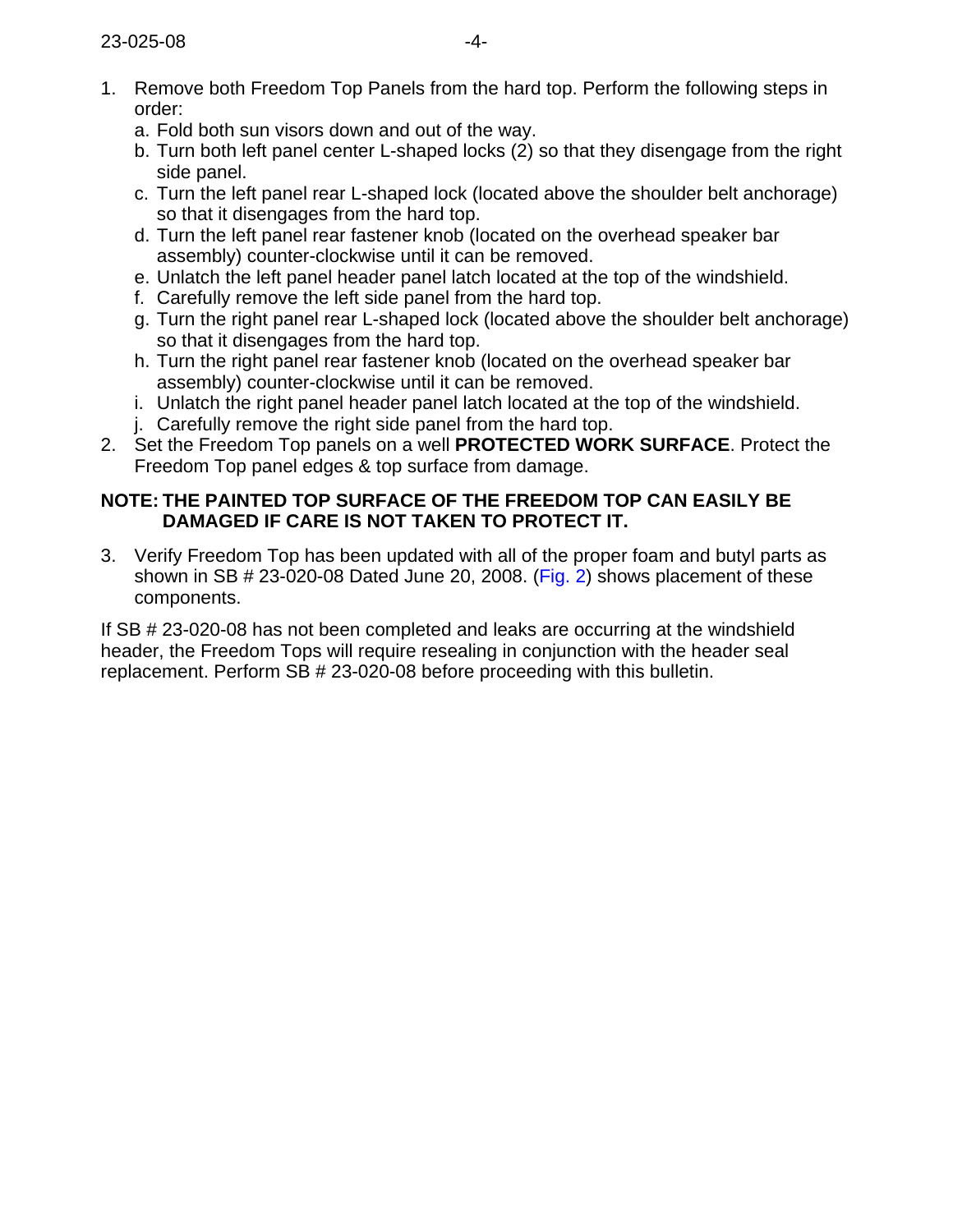1. Remove both Freedom Top Panels from the hard top. Perform the following steps in order:
   a. Fold both sun visors down and out of the way.
   b. Turn both left panel center L-shaped locks (2) so that they disengage from the right side panel.
   c. Turn the left panel rear L-shaped lock (located above the shoulder belt anchorage) so that it disengages from the hard top.
   d. Turn the left panel rear fastener knob (located on the overhead speaker bar assembly) counter-clockwise until it can be removed.
   e. Unlatch the left panel header panel latch located at the top of the windshield.
   f. Carefully remove the left side panel from the hard top.
   g. Turn the right panel rear L-shaped lock (located above the shoulder belt anchorage) so that it disengages from the hard top.
   h. Turn the right panel rear fastener knob (located on the overhead speaker bar assembly) counter-clockwise until it can be removed.
   i. Unlatch the right panel header panel latch located at the top of the windshield.
   j. Carefully remove the right side panel from the hard top.
2. Set the Freedom Top panels on a well **PROTECTED WORK SURFACE**. Protect the Freedom Top panel edges & top surface from damage.

**NOTE: THE PAINTED TOP SURFACE OF THE FREEDOM TOP CAN EASILY BE DAMAGED IF CARE IS NOT TAKEN TO PROTECT IT.**

3. Verify Freedom Top has been updated with all of the proper foam and butyl parts as shown in SB # 23-020-08 Dated June 20, 2008. (Fig. 2) shows placement of these components.

If SB # 23-020-08 has not been completed and leaks are occurring at the windshield header, the Freedom Tops will require resealing in conjunction with the header seal replacement. Perform SB # 23-020-08 before proceeding with this bulletin.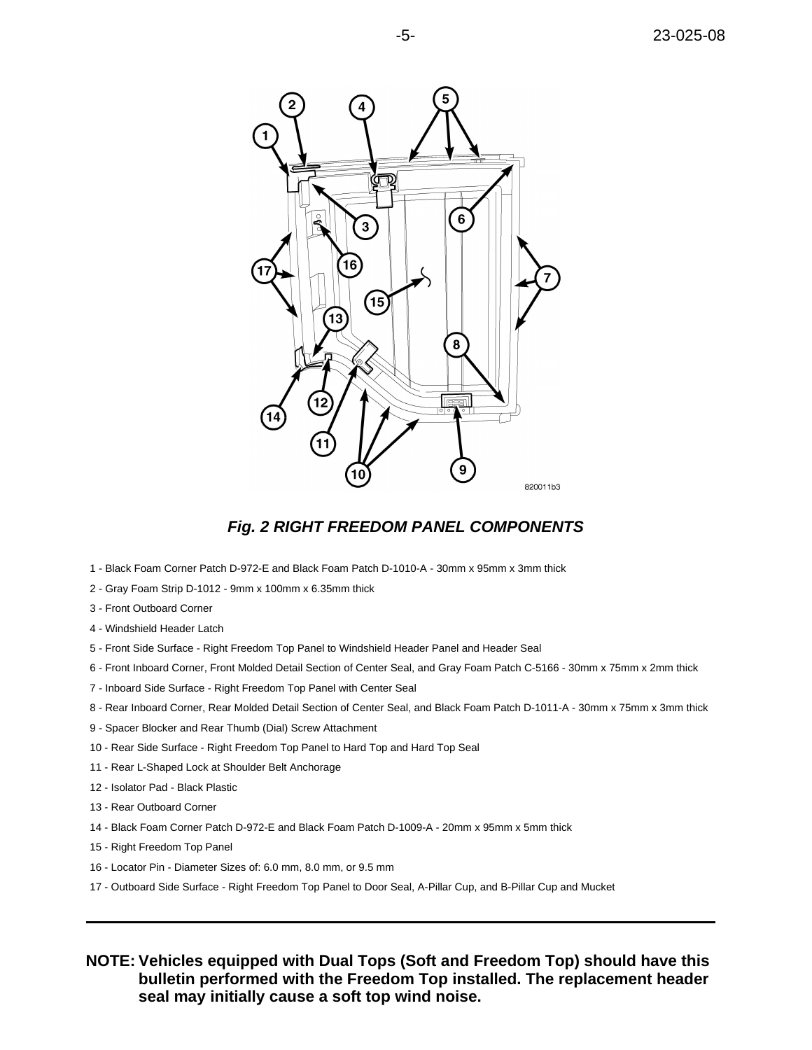*Fig. 2 RIGHT FREEDOM PANEL COMPONENTS*

1 - Black Foam Corner Patch D-972-E and Black Foam Patch D-1010-A - 30mm x 95mm x 3mm thick

2 - Gray Foam Strip D-1012 - 9mm x 100mm x 6.35mm thick

3 - Front Outboard Corner

4 - Windshield Header Latch

5 - Front Side Surface - Right Freedom Top Panel to Windshield Header Panel and Header Seal

6 - Front Inboard Corner, Front Molded Detail Section of Center Seal, and Gray Foam Patch C-5166 - 30mm x 75mm x 2mm thick

7 - Inboard Side Surface - Right Freedom Top Panel with Center Seal

8 - Rear Inboard Corner, Rear Molded Detail Section of Center Seal, and Black Foam Patch D-1011-A - 30mm x 75mm x 3mm thick

9 - Spacer Blocker and Rear Thumb (Dial) Screw Attachment

10 - Rear Side Surface - Right Freedom Top Panel to Hard Top and Hard Top Seal

11 - Rear L-Shaped Lock at Shoulder Belt Anchorage

12 - Isolator Pad - Black Plastic

13 - Rear Outboard Corner

14 - Black Foam Corner Patch D-972-E and Black Foam Patch D-1009-A - 20mm x 95mm x 5mm thick

15 - Right Freedom Top Panel

16 - Locator Pin - Diameter Sizes of: 6.0 mm, 8.0 mm, or 9.5 mm

17 - Outboard Side Surface - Right Freedom Top Panel to Door Seal, A-Pillar Cup, and B-Pillar Cup and Mucket

---

**NOTE: Vehicles equipped with Dual Tops (Soft and Freedom Top) should have this bulletin performed with the Freedom Top installed. The replacement header seal may initially cause a soft top wind noise.**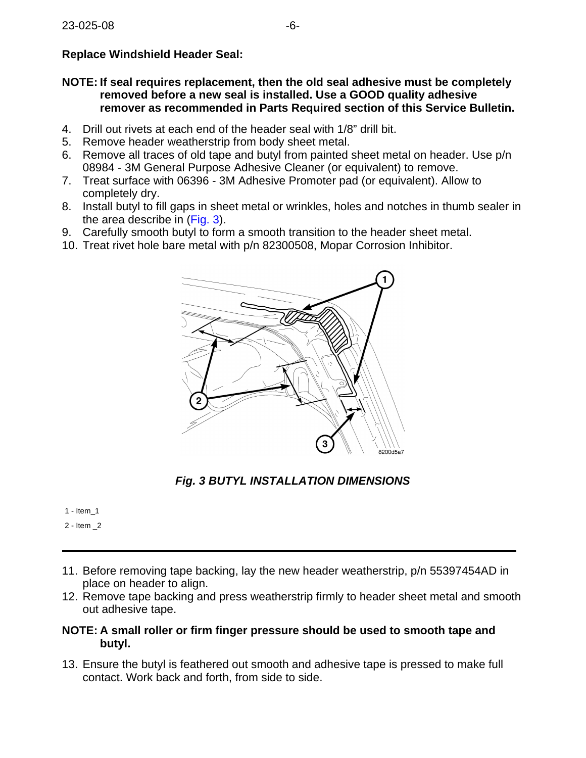## Replace Windshield Header Seal:

**NOTE: If seal requires replacement, then the old seal adhesive must be completely removed before a new seal is installed. Use a GOOD quality adhesive remover as recommended in Parts Required section of this Service Bulletin.**

4. Drill out rivets at each end of the header seal with 1/8" drill bit.
5. Remove header weatherstrip from body sheet metal.
6. Remove all traces of old tape and butyl from painted sheet metal on header. Use p/n 08984 - 3M General Purpose Adhesive Cleaner (or equivalent) to remove.
7. Treat surface with 06396 - 3M Adhesive Promoter pad (or equivalent). Allow to completely dry.
8. Install butyl to fill gaps in sheet metal or wrinkles, holes and notches in thumb sealer in the area describe in (Fig. 3).
9. Carefully smooth butyl to form a smooth transition to the header sheet metal.
10. Treat rivet hole bare metal with p/n 82300508, Mopar Corrosion Inhibitor.

***Fig. 3 BUTYL INSTALLATION DIMENSIONS***

1 - Item_1

2 - Item _2

11. Before removing tape backing, lay the new header weatherstrip, p/n 55397454AD in place on header to align.
12. Remove tape backing and press weatherstrip firmly to header sheet metal and smooth out adhesive tape.

**NOTE: A small roller or firm finger pressure should be used to smooth tape and butyl.**

13. Ensure the butyl is feathered out smooth and adhesive tape is pressed to make full contact. Work back and forth, from side to side.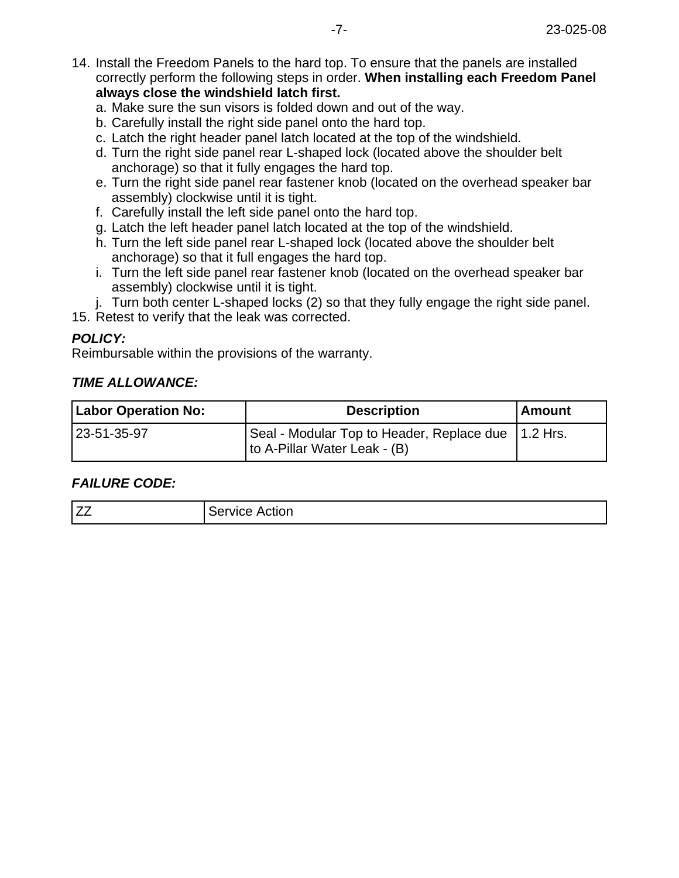14. Install the Freedom Panels to the hard top. To ensure that the panels are installed correctly perform the following steps in order. **When installing each Freedom Panel always close the windshield latch first.**
    a. Make sure the sun visors is folded down and out of the way.
    b. Carefully install the right side panel onto the hard top.
    c. Latch the right header panel latch located at the top of the windshield.
    d. Turn the right side panel rear L-shaped lock (located above the shoulder belt anchorage) so that it fully engages the hard top.
    e. Turn the right side panel rear fastener knob (located on the overhead speaker bar assembly) clockwise until it is tight.
    f. Carefully install the left side panel onto the hard top.
    g. Latch the left header panel latch located at the top of the windshield.
    h. Turn the left side panel rear L-shaped lock (located above the shoulder belt anchorage) so that it full engages the hard top.
    i. Turn the left side panel rear fastener knob (located on the overhead speaker bar assembly) clockwise until it is tight.
    j. Turn both center L-shaped locks (2) so that they fully engage the right side panel.
15. Retest to verify that the leak was corrected.

***POLICY:***
Reimbursable within the provisions of the warranty.

***TIME ALLOWANCE:***

| Labor Operation No: | Description | Amount |
|---|---|---|
| 23-51-35-97 | Seal - Modular Top to Header, Replace due to A-Pillar Water Leak - (B) | 1.2 Hrs. |

***FAILURE CODE:***

| | |
|---|---|
| ZZ | Service Action |